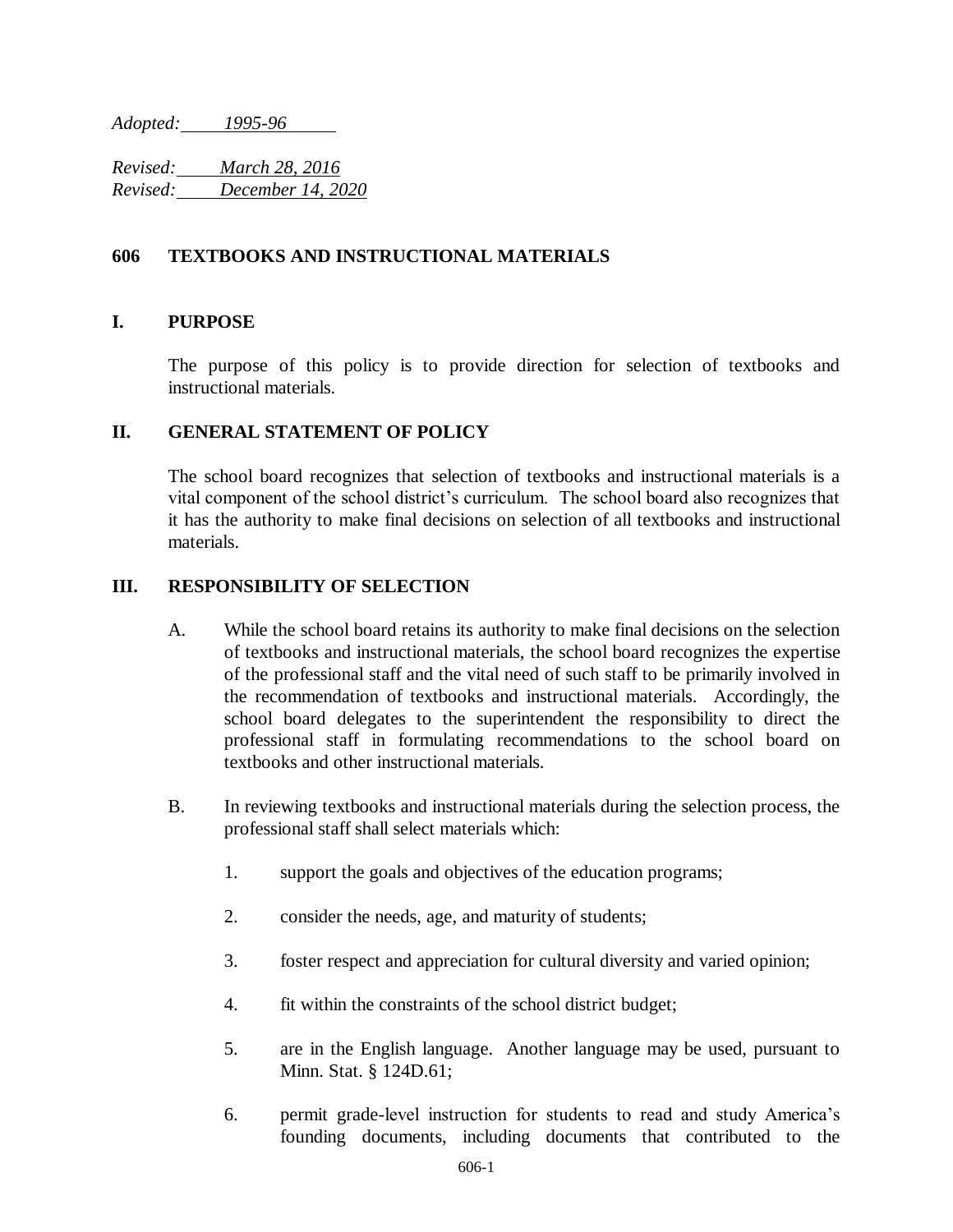*Adopted: 1995-96*

*Revised: March 28, 2016*
*Revised: December 14, 2020*

## 606 TEXTBOOKS AND INSTRUCTIONAL MATERIALS

### I. PURPOSE

The purpose of this policy is to provide direction for selection of textbooks and instructional materials.

### II. GENERAL STATEMENT OF POLICY

The school board recognizes that selection of textbooks and instructional materials is a vital component of the school district's curriculum. The school board also recognizes that it has the authority to make final decisions on selection of all textbooks and instructional materials.

### III. RESPONSIBILITY OF SELECTION

A. While the school board retains its authority to make final decisions on the selection of textbooks and instructional materials, the school board recognizes the expertise of the professional staff and the vital need of such staff to be primarily involved in the recommendation of textbooks and instructional materials. Accordingly, the school board delegates to the superintendent the responsibility to direct the professional staff in formulating recommendations to the school board on textbooks and other instructional materials.

B. In reviewing textbooks and instructional materials during the selection process, the professional staff shall select materials which:

1. support the goals and objectives of the education programs;

2. consider the needs, age, and maturity of students;

3. foster respect and appreciation for cultural diversity and varied opinion;

4. fit within the constraints of the school district budget;

5. are in the English language. Another language may be used, pursuant to Minn. Stat. § 124D.61;

6. permit grade-level instruction for students to read and study America's founding documents, including documents that contributed to the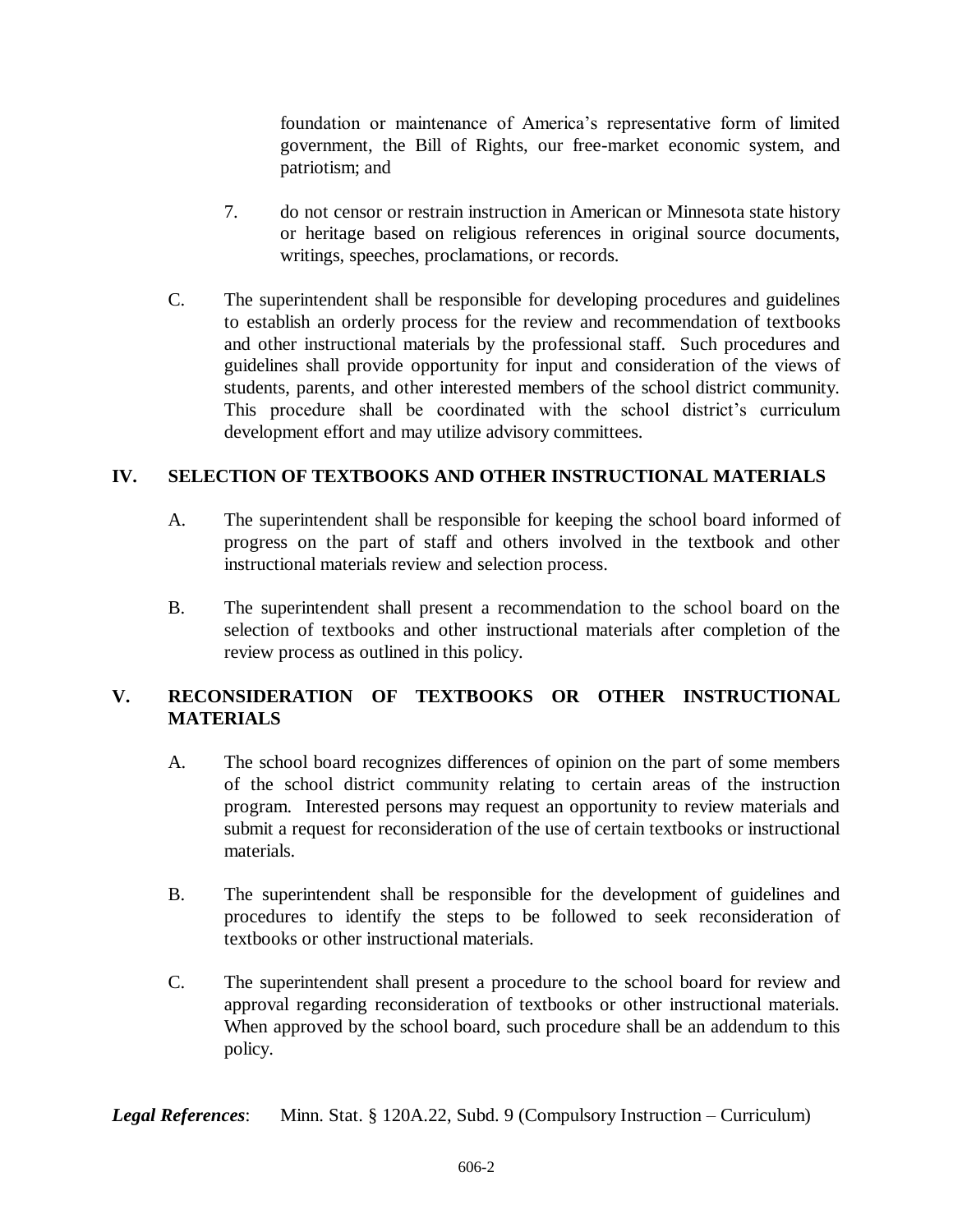foundation or maintenance of America's representative form of limited government, the Bill of Rights, our free-market economic system, and patriotism; and

7. do not censor or restrain instruction in American or Minnesota state history or heritage based on religious references in original source documents, writings, speeches, proclamations, or records.

C. The superintendent shall be responsible for developing procedures and guidelines to establish an orderly process for the review and recommendation of textbooks and other instructional materials by the professional staff. Such procedures and guidelines shall provide opportunity for input and consideration of the views of students, parents, and other interested members of the school district community. This procedure shall be coordinated with the school district's curriculum development effort and may utilize advisory committees.

## IV. SELECTION OF TEXTBOOKS AND OTHER INSTRUCTIONAL MATERIALS

A. The superintendent shall be responsible for keeping the school board informed of progress on the part of staff and others involved in the textbook and other instructional materials review and selection process.

B. The superintendent shall present a recommendation to the school board on the selection of textbooks and other instructional materials after completion of the review process as outlined in this policy.

## V. RECONSIDERATION OF TEXTBOOKS OR OTHER INSTRUCTIONAL MATERIALS

A. The school board recognizes differences of opinion on the part of some members of the school district community relating to certain areas of the instruction program. Interested persons may request an opportunity to review materials and submit a request for reconsideration of the use of certain textbooks or instructional materials.

B. The superintendent shall be responsible for the development of guidelines and procedures to identify the steps to be followed to seek reconsideration of textbooks or other instructional materials.

C. The superintendent shall present a procedure to the school board for review and approval regarding reconsideration of textbooks or other instructional materials. When approved by the school board, such procedure shall be an addendum to this policy.

***Legal References***: Minn. Stat. § 120A.22, Subd. 9 (Compulsory Instruction – Curriculum)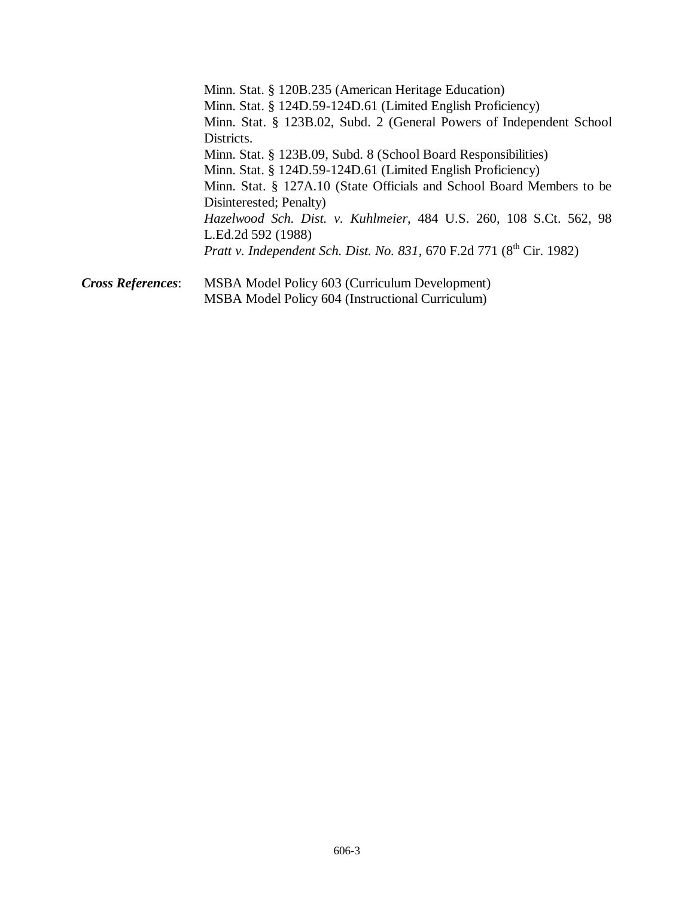Minn. Stat. § 120B.235 (American Heritage Education)
Minn. Stat. § 124D.59-124D.61 (Limited English Proficiency)
Minn. Stat. § 123B.02, Subd. 2 (General Powers of Independent School Districts.
Minn. Stat. § 123B.09, Subd. 8 (School Board Responsibilities)
Minn. Stat. § 124D.59-124D.61 (Limited English Proficiency)
Minn. Stat. § 127A.10 (State Officials and School Board Members to be Disinterested; Penalty)
*Hazelwood Sch. Dist. v. Kuhlmeier*, 484 U.S. 260, 108 S.Ct. 562, 98 L.Ed.2d 592 (1988)
*Pratt v. Independent Sch. Dist. No. 831*, 670 F.2d 771 (8th Cir. 1982)

***Cross References***: MSBA Model Policy 603 (Curriculum Development)
MSBA Model Policy 604 (Instructional Curriculum)